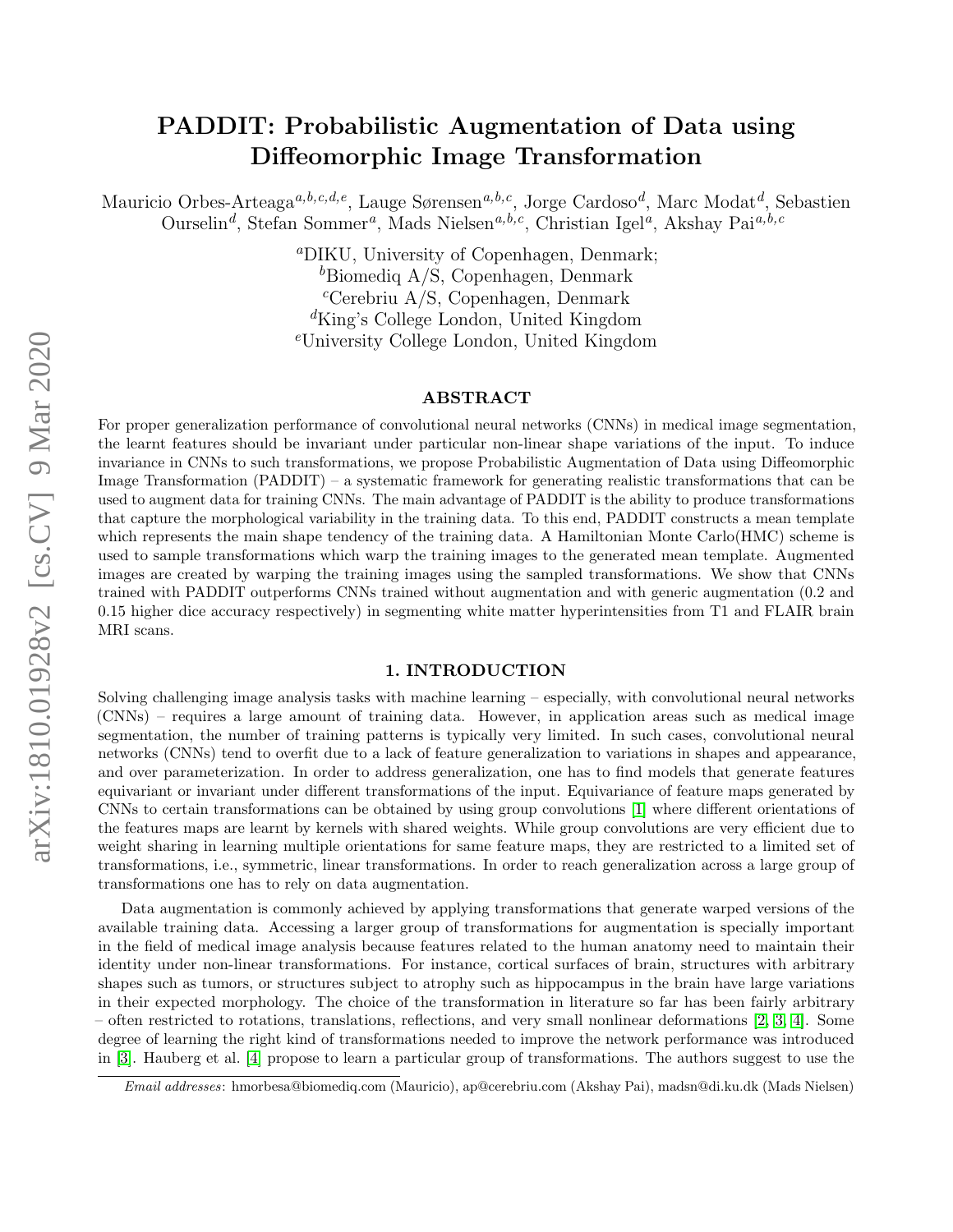# PADDIT: Probabilistic Augmentation of Data using Diffeomorphic Image Transformation

Mauricio Orbes-Arteaga[a,b,c,d,e], Lauge Sørensen[a,b,c], Jorge Cardoso[d], Marc Modat[d], Sebastien Ourselin[d], Stefan Sommer[a], Mads Nielsen[a,b,c], Christian Igel[a], Akshay Pai[a,b,c]

[a]DIKU, University of Copenhagen, Denmark;
[b]Biomediq A/S, Copenhagen, Denmark
[c]Cerebriu A/S, Copenhagen, Denmark
[d]King's College London, United Kingdom
[e]University College London, United Kingdom

## ABSTRACT

For proper generalization performance of convolutional neural networks (CNNs) in medical image segmentation, the learnt features should be invariant under particular non-linear shape variations of the input. To induce invariance in CNNs to such transformations, we propose Probabilistic Augmentation of Data using Diffeomorphic Image Transformation (PADDIT) – a systematic framework for generating realistic transformations that can be used to augment data for training CNNs. The main advantage of PADDIT is the ability to produce transformations that capture the morphological variability in the training data. To this end, PADDIT constructs a mean template which represents the main shape tendency of the training data. A Hamiltonian Monte Carlo(HMC) scheme is used to sample transformations which warp the training images to the generated mean template. Augmented images are created by warping the training images using the sampled transformations. We show that CNNs trained with PADDIT outperforms CNNs trained without augmentation and with generic augmentation (0.2 and 0.15 higher dice accuracy respectively) in segmenting white matter hyperintensities from T1 and FLAIR brain MRI scans.

## 1. INTRODUCTION

Solving challenging image analysis tasks with machine learning – especially, with convolutional neural networks (CNNs) – requires a large amount of training data. However, in application areas such as medical image segmentation, the number of training patterns is typically very limited. In such cases, convolutional neural networks (CNNs) tend to overfit due to a lack of feature generalization to variations in shapes and appearance, and over parameterization. In order to address generalization, one has to find models that generate features equivariant or invariant under different transformations of the input. Equivariance of feature maps generated by CNNs to certain transformations can be obtained by using group convolutions [1] where different orientations of the features maps are learnt by kernels with shared weights. While group convolutions are very efficient due to weight sharing in learning multiple orientations for same feature maps, they are restricted to a limited set of transformations, i.e., symmetric, linear transformations. In order to reach generalization across a large group of transformations one has to rely on data augmentation.

Data augmentation is commonly achieved by applying transformations that generate warped versions of the available training data. Accessing a larger group of transformations for augmentation is specially important in the field of medical image analysis because features related to the human anatomy need to maintain their identity under non-linear transformations. For instance, cortical surfaces of brain, structures with arbitrary shapes such as tumors, or structures subject to atrophy such as hippocampus in the brain have large variations in their expected morphology. The choice of the transformation in literature so far has been fairly arbitrary – often restricted to rotations, translations, reflections, and very small nonlinear deformations [2, 3, 4]. Some degree of learning the right kind of transformations needed to improve the network performance was introduced in [3]. Hauberg et al. [4] propose to learn a particular group of transformations. The authors suggest to use the

*Email addresses*: hmorbesa@biomediq.com (Mauricio), ap@cerebriu.com (Akshay Pai), madsn@di.ku.dk (Mads Nielsen)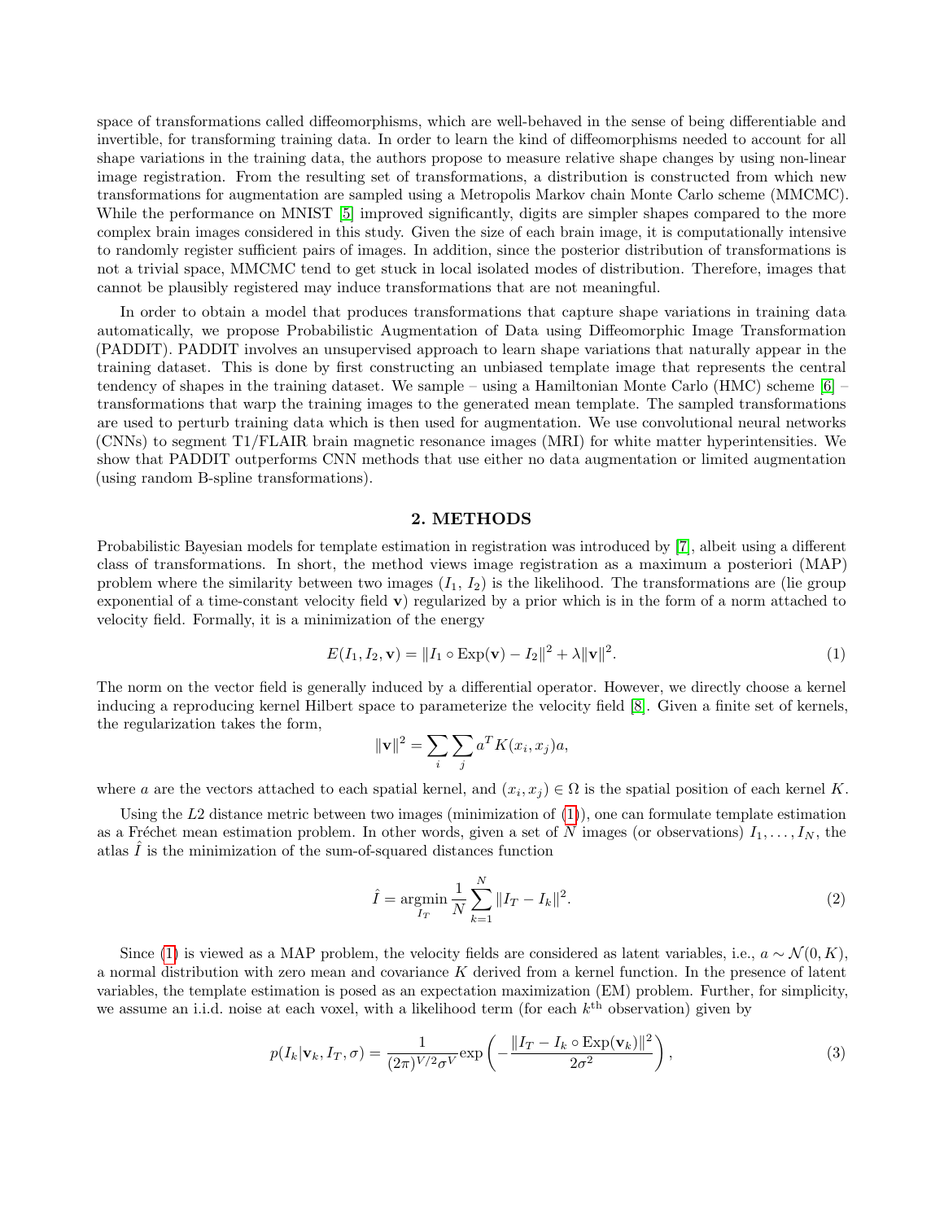space of transformations called diffeomorphisms, which are well-behaved in the sense of being differentiable and invertible, for transforming training data. In order to learn the kind of diffeomorphisms needed to account for all shape variations in the training data, the authors propose to measure relative shape changes by using non-linear image registration. From the resulting set of transformations, a distribution is constructed from which new transformations for augmentation are sampled using a Metropolis Markov chain Monte Carlo scheme (MMCMC). While the performance on MNIST [5] improved significantly, digits are simpler shapes compared to the more complex brain images considered in this study. Given the size of each brain image, it is computationally intensive to randomly register sufficient pairs of images. In addition, since the posterior distribution of transformations is not a trivial space, MMCMC tend to get stuck in local isolated modes of distribution. Therefore, images that cannot be plausibly registered may induce transformations that are not meaningful.

In order to obtain a model that produces transformations that capture shape variations in training data automatically, we propose Probabilistic Augmentation of Data using Diffeomorphic Image Transformation (PADDIT). PADDIT involves an unsupervised approach to learn shape variations that naturally appear in the training dataset. This is done by first constructing an unbiased template image that represents the central tendency of shapes in the training dataset. We sample – using a Hamiltonian Monte Carlo (HMC) scheme [6] – transformations that warp the training images to the generated mean template. The sampled transformations are used to perturb training data which is then used for augmentation. We use convolutional neural networks (CNNs) to segment T1/FLAIR brain magnetic resonance images (MRI) for white matter hyperintensities. We show that PADDIT outperforms CNN methods that use either no data augmentation or limited augmentation (using random B-spline transformations).

## 2. METHODS

Probabilistic Bayesian models for template estimation in registration was introduced by [7], albeit using a different class of transformations. In short, the method views image registration as a maximum a posteriori (MAP) problem where the similarity between two images ($I_1$, $I_2$) is the likelihood. The transformations are (lie group exponential of a time-constant velocity field $\mathbf{v}$) regularized by a prior which is in the form of a norm attached to velocity field. Formally, it is a minimization of the energy

$$E(I_1, I_2, \mathbf{v}) = \|I_1 \circ \text{Exp}(\mathbf{v}) - I_2\|^2 + \lambda \|\mathbf{v}\|^2. \tag{1}$$

The norm on the vector field is generally induced by a differential operator. However, we directly choose a kernel inducing a reproducing kernel Hilbert space to parameterize the velocity field [8]. Given a finite set of kernels, the regularization takes the form,

$$\|\mathbf{v}\|^2 = \sum_i \sum_j a^T K(x_i, x_j) a,$$

where $a$ are the vectors attached to each spatial kernel, and $(x_i, x_j) \in \Omega$ is the spatial position of each kernel $K$.

Using the $L2$ distance metric between two images (minimization of (1)), one can formulate template estimation as a Fréchet mean estimation problem. In other words, given a set of $N$ images (or observations) $I_1, \ldots, I_N$, the atlas $\hat{I}$ is the minimization of the sum-of-squared distances function

$$\hat{I} = \underset{I_T}{\text{argmin}} \frac{1}{N} \sum_{k=1}^{N} \|I_T - I_k\|^2. \tag{2}$$

Since (1) is viewed as a MAP problem, the velocity fields are considered as latent variables, i.e., $a \sim \mathcal{N}(0, K)$, a normal distribution with zero mean and covariance $K$ derived from a kernel function. In the presence of latent variables, the template estimation is posed as an expectation maximization (EM) problem. Further, for simplicity, we assume an i.i.d. noise at each voxel, with a likelihood term (for each $k^{\text{th}}$ observation) given by

$$p(I_k|\mathbf{v}_k, I_T, \sigma) = \frac{1}{(2\pi)^{V/2}\sigma^V} \exp\left(-\frac{\|I_T - I_k \circ \text{Exp}(\mathbf{v}_k)\|^2}{2\sigma^2}\right), \tag{3}$$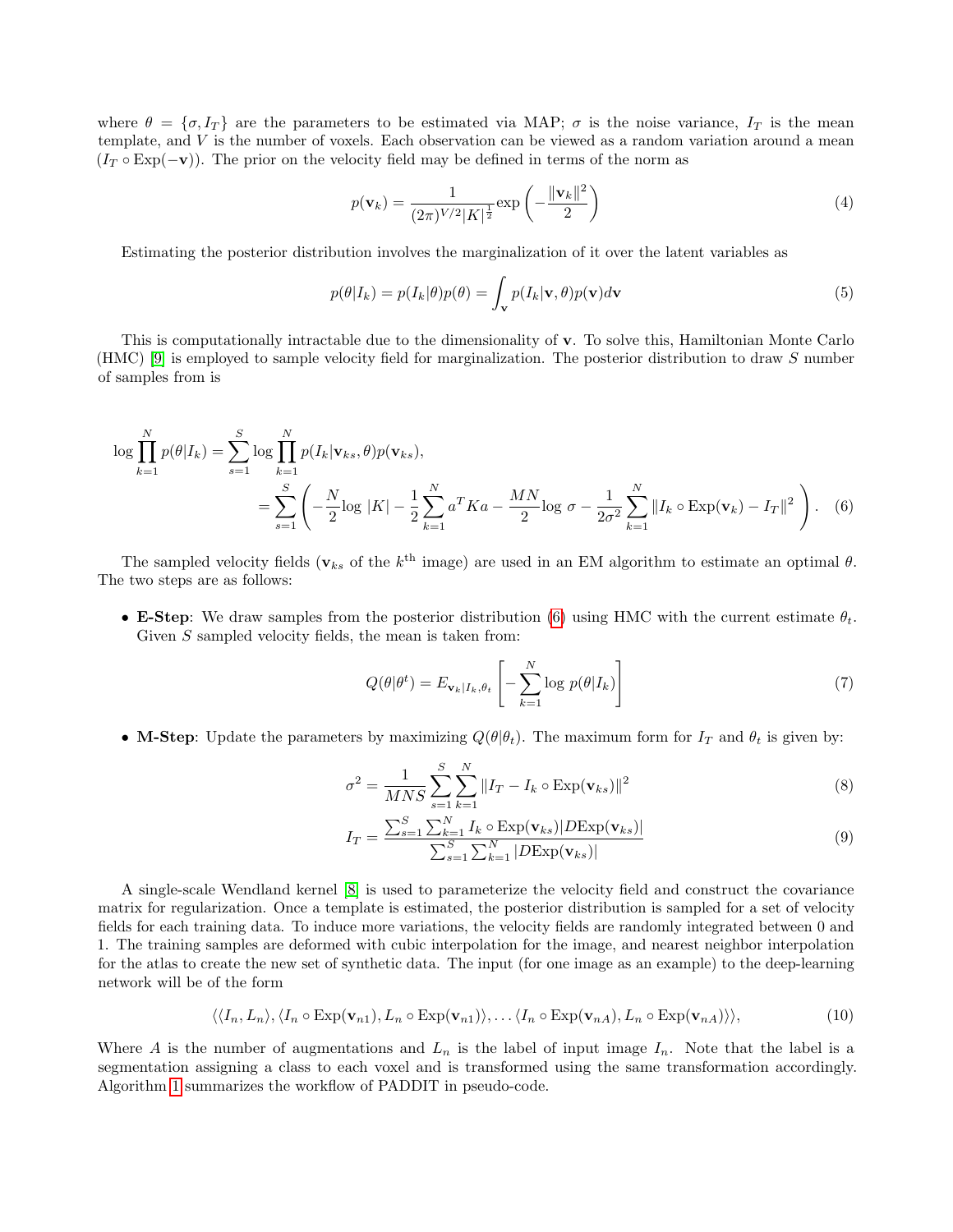where $\theta = \{\sigma, I_T\}$ are the parameters to be estimated via MAP; $\sigma$ is the noise variance, $I_T$ is the mean template, and $V$ is the number of voxels. Each observation can be viewed as a random variation around a mean $(I_T \circ \text{Exp}(-\mathbf{v}))$. The prior on the velocity field may be defined in terms of the norm as

$$p(\mathbf{v}_k) = \frac{1}{(2\pi)^{V/2}|K|^{\frac{1}{2}}} \exp\left(-\frac{\|\mathbf{v}_k\|^2}{2}\right) \tag{4}$$

Estimating the posterior distribution involves the marginalization of it over the latent variables as

$$p(\theta|I_k) = p(I_k|\theta)p(\theta) = \int_{\mathbf{v}} p(I_k|\mathbf{v}, \theta)p(\mathbf{v})d\mathbf{v} \tag{5}$$

This is computationally intractable due to the dimensionality of $\mathbf{v}$. To solve this, Hamiltonian Monte Carlo (HMC) [9] is employed to sample velocity field for marginalization. The posterior distribution to draw $S$ number of samples from is

$$\begin{aligned} \log \prod_{k=1}^{N} p(\theta|I_k) &= \sum_{s=1}^{S} \log \prod_{k=1}^{N} p(I_k|\mathbf{v}_{ks}, \theta)p(\mathbf{v}_{ks}), \\ &= \sum_{s=1}^{S} \left( -\frac{N}{2} \log |K| - \frac{1}{2} \sum_{k=1}^{N} a^T K a - \frac{MN}{2} \log \sigma - \frac{1}{2\sigma^2} \sum_{k=1}^{N} \|I_k \circ \text{Exp}(\mathbf{v}_k) - I_T\|^2 \right). \end{aligned} \tag{6}$$

The sampled velocity fields ($\mathbf{v}_{ks}$ of the $k^{\text{th}}$ image) are used in an EM algorithm to estimate an optimal $\theta$. The two steps are as follows:

- **E-Step**: We draw samples from the posterior distribution (6) using HMC with the current estimate $\theta_t$. Given $S$ sampled velocity fields, the mean is taken from:

$$Q(\theta|\theta^t) = E_{\mathbf{v}_k|I_k, \theta_t}\left[ -\sum_{k=1}^{N} \log p(\theta|I_k) \right] \tag{7}$$

- **M-Step**: Update the parameters by maximizing $Q(\theta|\theta_t)$. The maximum form for $I_T$ and $\theta_t$ is given by:

$$\sigma^2 = \frac{1}{MNS} \sum_{s=1}^{S} \sum_{k=1}^{N} \|I_T - I_k \circ \text{Exp}(\mathbf{v}_{ks})\|^2 \tag{8}$$

$$I_T = \frac{\sum_{s=1}^{S} \sum_{k=1}^{N} I_k \circ \text{Exp}(\mathbf{v}_{ks})|D\text{Exp}(\mathbf{v}_{ks})|}{\sum_{s=1}^{S} \sum_{k=1}^{N} |D\text{Exp}(\mathbf{v}_{ks})|} \tag{9}$$

A single-scale Wendland kernel [8] is used to parameterize the velocity field and construct the covariance matrix for regularization. Once a template is estimated, the posterior distribution is sampled for a set of velocity fields for each training data. To induce more variations, the velocity fields are randomly integrated between 0 and 1. The training samples are deformed with cubic interpolation for the image, and nearest neighbor interpolation for the atlas to create the new set of synthetic data. The input (for one image as an example) to the deep-learning network will be of the form

$$\langle \langle I_n, L_n \rangle, \langle I_n \circ \text{Exp}(\mathbf{v}_{n1}), L_n \circ \text{Exp}(\mathbf{v}_{n1}) \rangle, \ldots \langle I_n \circ \text{Exp}(\mathbf{v}_{nA}), L_n \circ \text{Exp}(\mathbf{v}_{nA}) \rangle \rangle, \tag{10}$$

Where $A$ is the number of augmentations and $L_n$ is the label of input image $I_n$. Note that the label is a segmentation assigning a class to each voxel and is transformed using the same transformation accordingly. Algorithm 1 summarizes the workflow of PADDIT in pseudo-code.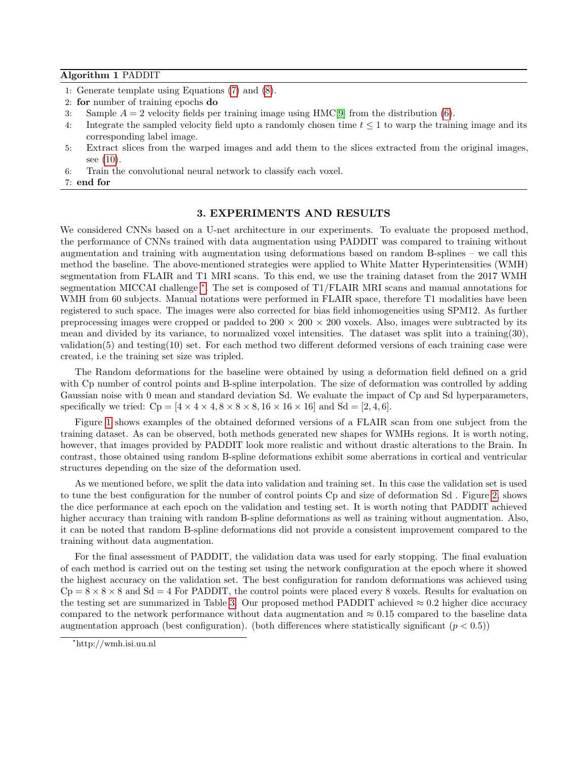**Algorithm 1** PADDIT

1: Generate template using Equations (7) and (8).
2: **for** number of training epochs **do**
3: Sample $A = 2$ velocity fields per training image using HMC[9] from the distribution (6).
4: Integrate the sampled velocity field upto a randomly chosen time $t \leq 1$ to warp the training image and its corresponding label image.
5: Extract slices from the warped images and add them to the slices extracted from the original images, see (10).
6: Train the convolutional neural network to classify each voxel.
7: **end for**

## 3. EXPERIMENTS AND RESULTS

We considered CNNs based on a U-net architecture in our experiments. To evaluate the proposed method, the performance of CNNs trained with data augmentation using PADDIT was compared to training without augmentation and training with augmentation using deformations based on random B-splines – we call this method the baseline. The above-mentioned strategies were applied to White Matter Hyperintensities (WMH) segmentation from FLAIR and T1 MRI scans. To this end, we use the training dataset from the 2017 WMH segmentation MICCAI challenge *. The set is composed of T1/FLAIR MRI scans and manual annotations for WMH from 60 subjects. Manual notations were performed in FLAIR space, therefore T1 modalities have been registered to such space. The images were also corrected for bias field inhomogeneities using SPM12. As further preprocessing images were cropped or padded to $200 \times 200 \times 200$ voxels. Also, images were subtracted by its mean and divided by its variance, to normalized voxel intensities. The dataset was split into a training(30), validation(5) and testing(10) set. For each method two different deformed versions of each training case were created, i.e the training set size was tripled.

The Random deformations for the baseline were obtained by using a deformation field defined on a grid with Cp number of control points and B-spline interpolation. The size of deformation was controlled by adding Gaussian noise with 0 mean and standard deviation Sd. We evaluate the impact of Cp and Sd hyperparameters, specifically we tried: Cp = $[4 \times 4 \times 4, 8 \times 8 \times 8, 16 \times 16 \times 16]$ and Sd = $[2, 4, 6]$.

Figure 1 shows examples of the obtained deformed versions of a FLAIR scan from one subject from the training dataset. As can be observed, both methods generated new shapes for WMHs regions. It is worth noting, however, that images provided by PADDIT look more realistic and without drastic alterations to the Brain. In contrast, those obtained using random B-spline deformations exhibit some aberrations in cortical and ventricular structures depending on the size of the deformation used.

As we mentioned before, we split the data into validation and training set. In this case the validation set is used to tune the best configuration for the number of control points Cp and size of deformation Sd . Figure 2, shows the dice performance at each epoch on the validation and testing set. It is worth noting that PADDIT achieved higher accuracy than training with random B-spline deformations as well as training without augmentation. Also, it can be noted that random B-spline deformations did not provide a consistent improvement compared to the training without data augmentation.

For the final assessment of PADDIT, the validation data was used for early stopping. The final evaluation of each method is carried out on the testing set using the network configuration at the epoch where it showed the highest accuracy on the validation set. The best configuration for random deformations was achieved using Cp = $8 \times 8 \times 8$ and Sd = 4 For PADDIT, the control points were placed every 8 voxels. Results for evaluation on the testing set are summarized in Table 3. Our proposed method PADDIT achieved $\approx 0.2$ higher dice accuracy compared to the network performance without data augmentation and $\approx 0.15$ compared to the baseline data augmentation approach (best configuration). (both differences where statistically significant ($p < 0.5$))

*http://wmh.isi.uu.nl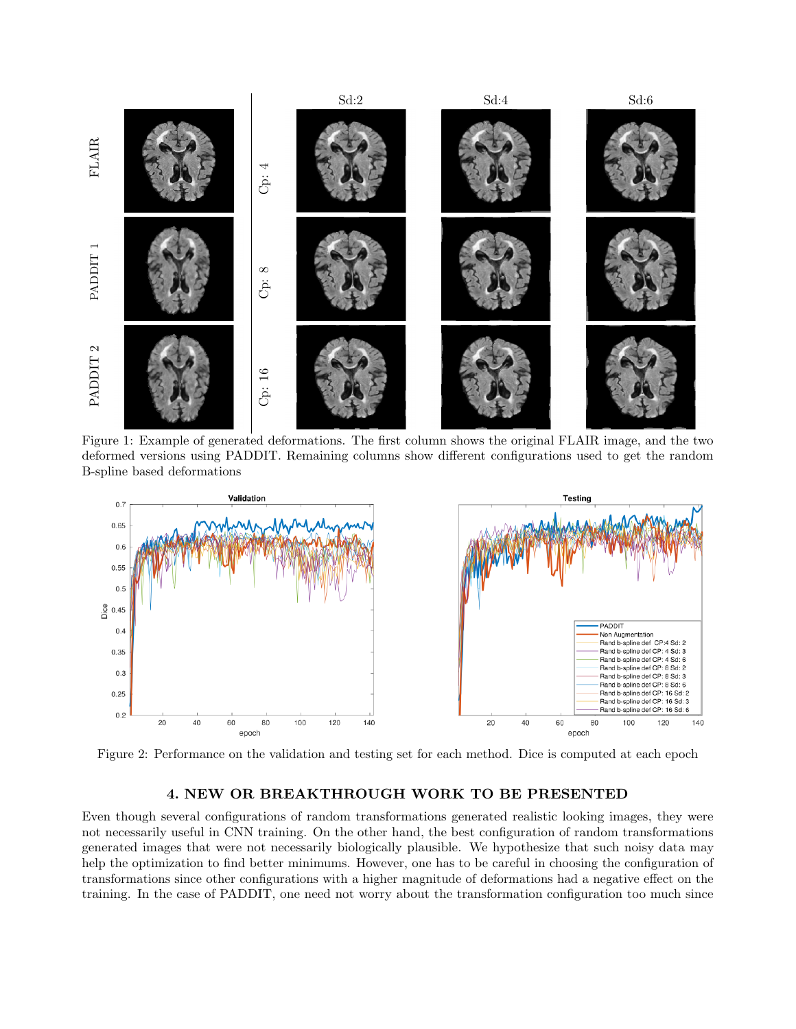Figure 1: Example of generated deformations. The first column shows the original FLAIR image, and the two deformed versions using PADDIT. Remaining columns show different configurations used to get the random B-spline based deformations

Figure 2: Performance on the validation and testing set for each method. Dice is computed at each epoch

## 4. NEW OR BREAKTHROUGH WORK TO BE PRESENTED

Even though several configurations of random transformations generated realistic looking images, they were not necessarily useful in CNN training. On the other hand, the best configuration of random transformations generated images that were not necessarily biologically plausible. We hypothesize that such noisy data may help the optimization to find better minimums. However, one has to be careful in choosing the configuration of transformations since other configurations with a higher magnitude of deformations had a negative effect on the training. In the case of PADDIT, one need not worry about the transformation configuration too much since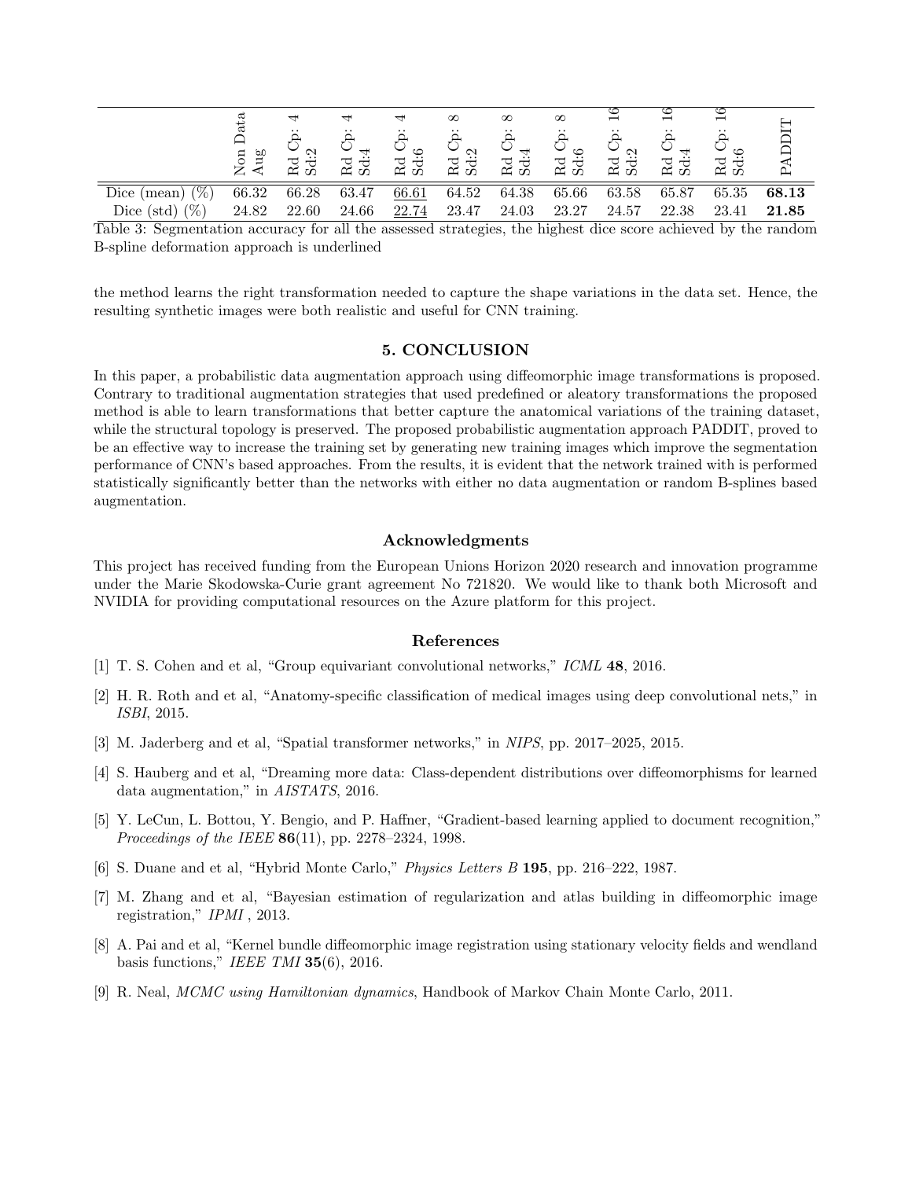| | Non Data Aug | Rd Cp: 4 Sd:2 | Rd Cp: 4 Sd:4 | Rd Cp: 4 Sd:6 | Rd Cp: 8 Sd:2 | Rd Cp: 8 Sd:4 | Rd Cp: 8 Sd:6 | Rd Cp: 16 Sd:2 | Rd Cp: 16 Sd:4 | Rd Cp: 16 Sd:6 | PADDIT |
|---|---|---|---|---|---|---|---|---|---|---|---|
| Dice (mean) (%) | 66.32 | 66.28 | 63.47 | 66.61 | 64.52 | 64.38 | 65.66 | 63.58 | 65.87 | 65.35 | **68.13** |
| Dice (std) (%) | 24.82 | 22.60 | 24.66 | 22.74 | 23.47 | 24.03 | 23.27 | 24.57 | 22.38 | 23.41 | **21.85** |

Table 3: Segmentation accuracy for all the assessed strategies, the highest dice score achieved by the random B-spline deformation approach is underlined

the method learns the right transformation needed to capture the shape variations in the data set. Hence, the resulting synthetic images were both realistic and useful for CNN training.

## 5. CONCLUSION

In this paper, a probabilistic data augmentation approach using diffeomorphic image transformations is proposed. Contrary to traditional augmentation strategies that used predefined or aleatory transformations the proposed method is able to learn transformations that better capture the anatomical variations of the training dataset, while the structural topology is preserved. The proposed probabilistic augmentation approach PADDIT, proved to be an effective way to increase the training set by generating new training images which improve the segmentation performance of CNN's based approaches. From the results, it is evident that the network trained with is performed statistically significantly better than the networks with either no data augmentation or random B-splines based augmentation.

### Acknowledgments

This project has received funding from the European Unions Horizon 2020 research and innovation programme under the Marie Skodowska-Curie grant agreement No 721820. We would like to thank both Microsoft and NVIDIA for providing computational resources on the Azure platform for this project.

### References

[1] T. S. Cohen and et al, "Group equivariant convolutional networks," *ICML* **48**, 2016.

[2] H. R. Roth and et al, "Anatomy-specific classification of medical images using deep convolutional nets," in *ISBI*, 2015.

[3] M. Jaderberg and et al, "Spatial transformer networks," in *NIPS*, pp. 2017–2025, 2015.

[4] S. Hauberg and et al, "Dreaming more data: Class-dependent distributions over diffeomorphisms for learned data augmentation," in *AISTATS*, 2016.

[5] Y. LeCun, L. Bottou, Y. Bengio, and P. Haffner, "Gradient-based learning applied to document recognition," *Proceedings of the IEEE* **86**(11), pp. 2278–2324, 1998.

[6] S. Duane and et al, "Hybrid Monte Carlo," *Physics Letters B* **195**, pp. 216–222, 1987.

[7] M. Zhang and et al, "Bayesian estimation of regularization and atlas building in diffeomorphic image registration," *IPMI* , 2013.

[8] A. Pai and et al, "Kernel bundle diffeomorphic image registration using stationary velocity fields and wendland basis functions," *IEEE TMI* **35**(6), 2016.

[9] R. Neal, *MCMC using Hamiltonian dynamics*, Handbook of Markov Chain Monte Carlo, 2011.